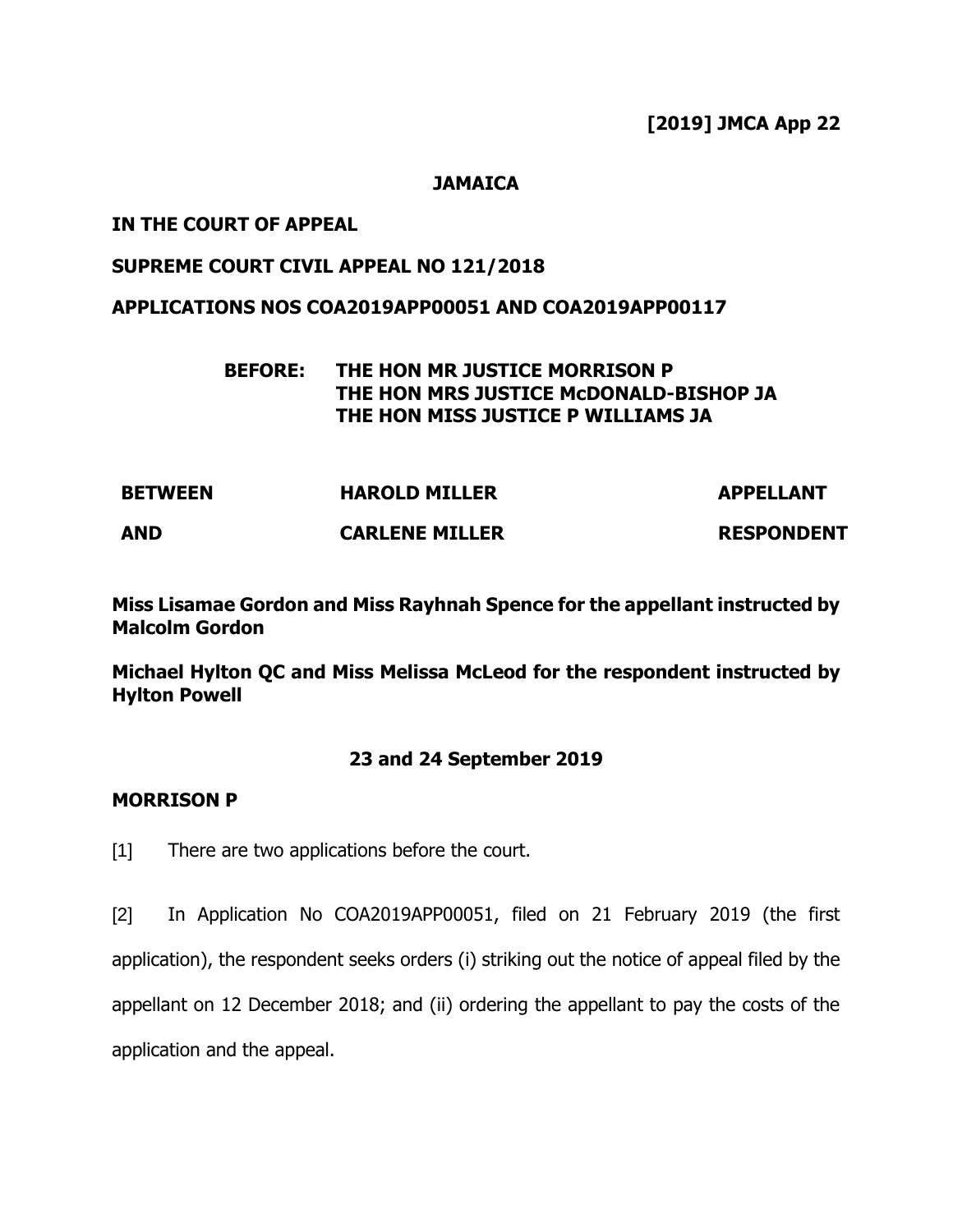**[2019] JMCA App 22**

**JAMAICA**

**IN THE COURT OF APPEAL**

**SUPREME COURT CIVIL APPEAL NO 121/2018**

**APPLICATIONS NOS COA2019APP00051 AND COA2019APP00117**

**BEFORE: THE HON MR JUSTICE MORRISON P**
**THE HON MRS JUSTICE McDONALD-BISHOP JA**
**THE HON MISS JUSTICE P WILLIAMS JA**

| | | |
|---|---|---|
| **BETWEEN** | **HAROLD MILLER** | **APPELLANT** |
| **AND** | **CARLENE MILLER** | **RESPONDENT** |

**Miss Lisamae Gordon and Miss Rayhnah Spence for the appellant instructed by Malcolm Gordon**

**Michael Hylton QC and Miss Melissa McLeod for the respondent instructed by Hylton Powell**

**23 and 24 September 2019**

**MORRISON P**

[1] There are two applications before the court.

[2] In Application No COA2019APP00051, filed on 21 February 2019 (the first application), the respondent seeks orders (i) striking out the notice of appeal filed by the appellant on 12 December 2018; and (ii) ordering the appellant to pay the costs of the application and the appeal.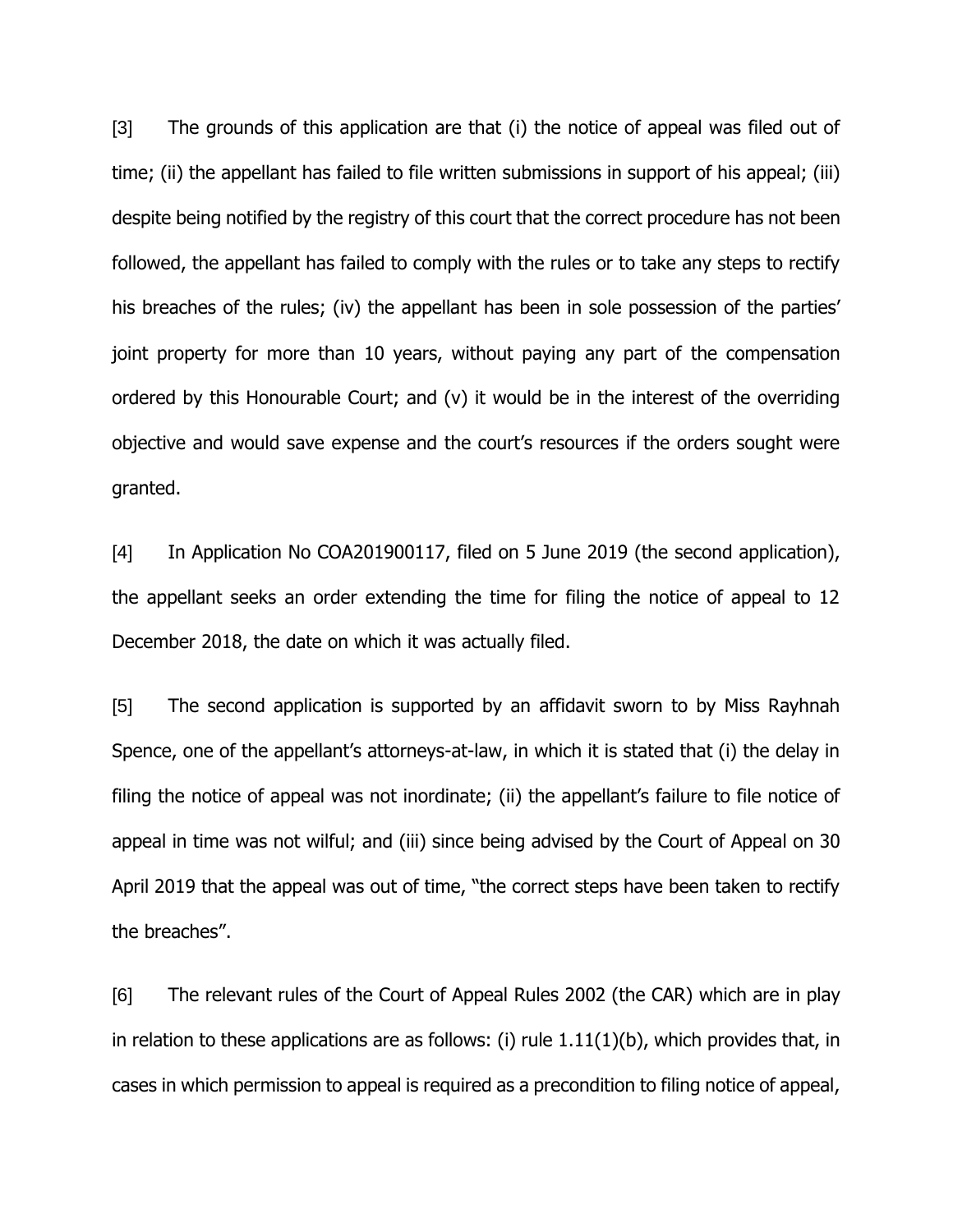[3] The grounds of this application are that (i) the notice of appeal was filed out of time; (ii) the appellant has failed to file written submissions in support of his appeal; (iii) despite being notified by the registry of this court that the correct procedure has not been followed, the appellant has failed to comply with the rules or to take any steps to rectify his breaches of the rules; (iv) the appellant has been in sole possession of the parties' joint property for more than 10 years, without paying any part of the compensation ordered by this Honourable Court; and (v) it would be in the interest of the overriding objective and would save expense and the court's resources if the orders sought were granted.

[4] In Application No COA201900117, filed on 5 June 2019 (the second application), the appellant seeks an order extending the time for filing the notice of appeal to 12 December 2018, the date on which it was actually filed.

[5] The second application is supported by an affidavit sworn to by Miss Rayhnah Spence, one of the appellant's attorneys-at-law, in which it is stated that (i) the delay in filing the notice of appeal was not inordinate; (ii) the appellant's failure to file notice of appeal in time was not wilful; and (iii) since being advised by the Court of Appeal on 30 April 2019 that the appeal was out of time, "the correct steps have been taken to rectify the breaches".

[6] The relevant rules of the Court of Appeal Rules 2002 (the CAR) which are in play in relation to these applications are as follows: (i) rule 1.11(1)(b), which provides that, in cases in which permission to appeal is required as a precondition to filing notice of appeal,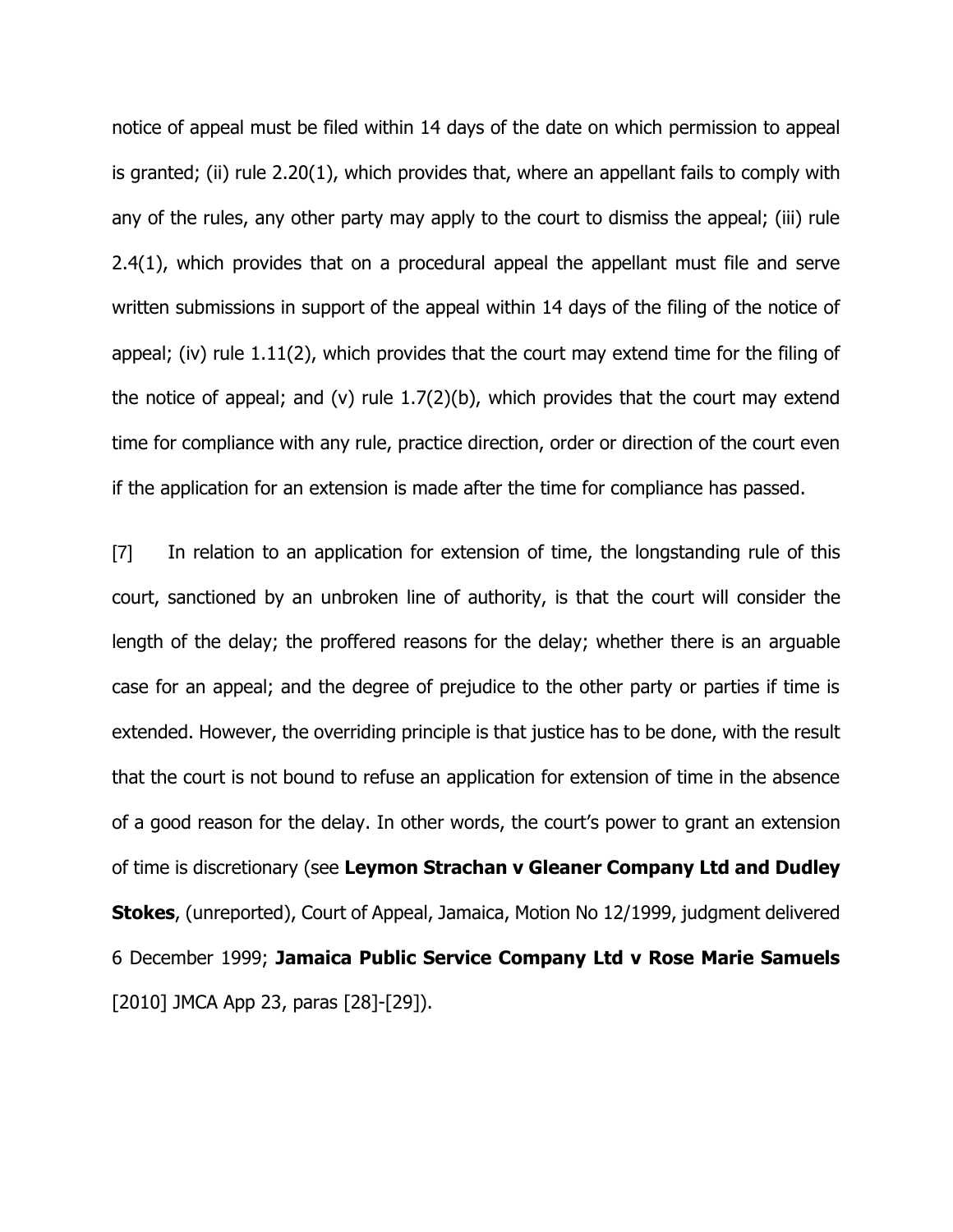notice of appeal must be filed within 14 days of the date on which permission to appeal is granted; (ii) rule 2.20(1), which provides that, where an appellant fails to comply with any of the rules, any other party may apply to the court to dismiss the appeal; (iii) rule 2.4(1), which provides that on a procedural appeal the appellant must file and serve written submissions in support of the appeal within 14 days of the filing of the notice of appeal; (iv) rule 1.11(2), which provides that the court may extend time for the filing of the notice of appeal; and (v) rule 1.7(2)(b), which provides that the court may extend time for compliance with any rule, practice direction, order or direction of the court even if the application for an extension is made after the time for compliance has passed.

[7] In relation to an application for extension of time, the longstanding rule of this court, sanctioned by an unbroken line of authority, is that the court will consider the length of the delay; the proffered reasons for the delay; whether there is an arguable case for an appeal; and the degree of prejudice to the other party or parties if time is extended. However, the overriding principle is that justice has to be done, with the result that the court is not bound to refuse an application for extension of time in the absence of a good reason for the delay. In other words, the court's power to grant an extension of time is discretionary (see **Leymon Strachan v Gleaner Company Ltd and Dudley Stokes**, (unreported), Court of Appeal, Jamaica, Motion No 12/1999, judgment delivered 6 December 1999; **Jamaica Public Service Company Ltd v Rose Marie Samuels** [2010] JMCA App 23, paras [28]-[29]).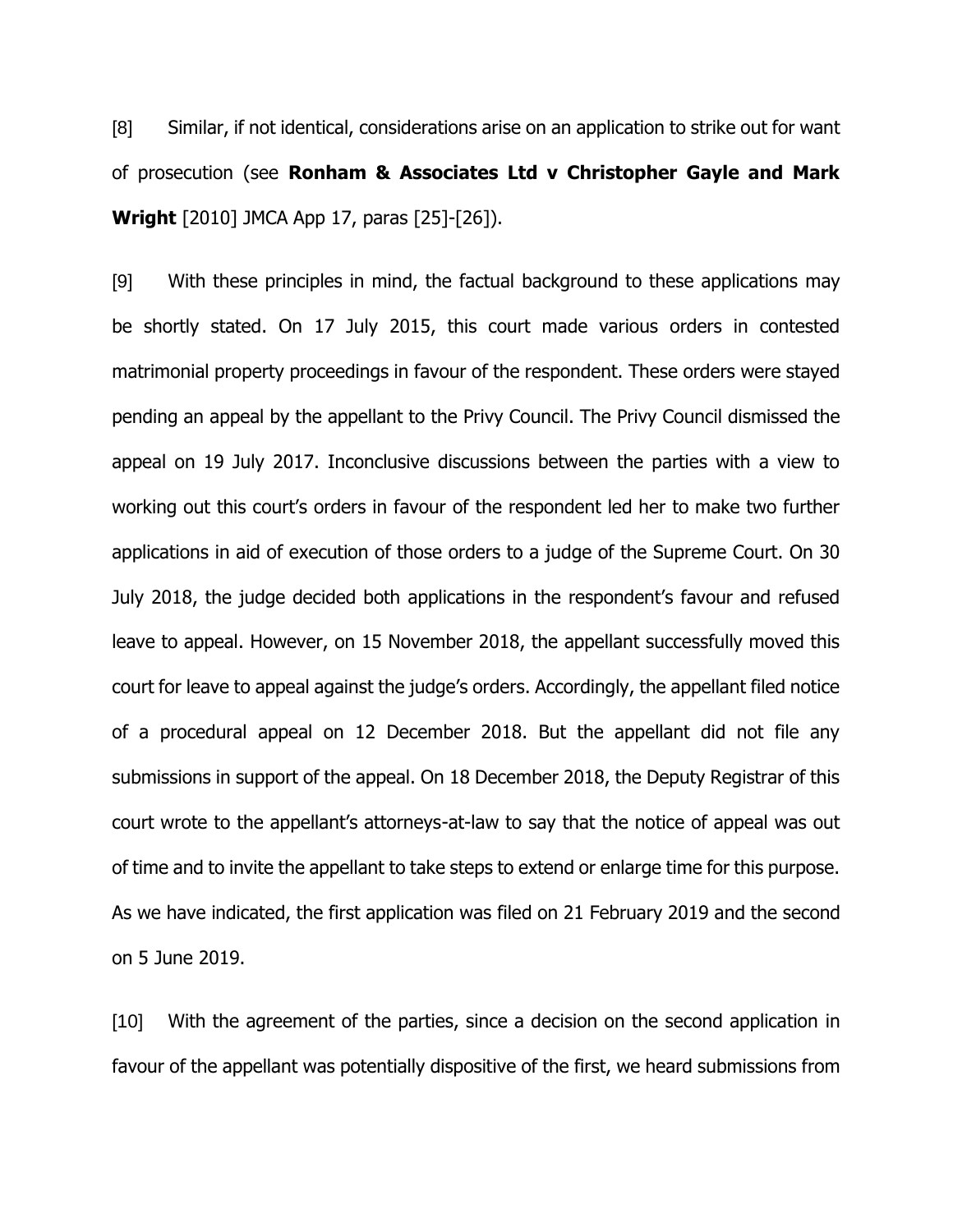[8] Similar, if not identical, considerations arise on an application to strike out for want of prosecution (see **Ronham & Associates Ltd v Christopher Gayle and Mark Wright** [2010] JMCA App 17, paras [25]-[26]).

[9] With these principles in mind, the factual background to these applications may be shortly stated. On 17 July 2015, this court made various orders in contested matrimonial property proceedings in favour of the respondent. These orders were stayed pending an appeal by the appellant to the Privy Council. The Privy Council dismissed the appeal on 19 July 2017. Inconclusive discussions between the parties with a view to working out this court's orders in favour of the respondent led her to make two further applications in aid of execution of those orders to a judge of the Supreme Court. On 30 July 2018, the judge decided both applications in the respondent's favour and refused leave to appeal. However, on 15 November 2018, the appellant successfully moved this court for leave to appeal against the judge's orders. Accordingly, the appellant filed notice of a procedural appeal on 12 December 2018. But the appellant did not file any submissions in support of the appeal. On 18 December 2018, the Deputy Registrar of this court wrote to the appellant's attorneys-at-law to say that the notice of appeal was out of time and to invite the appellant to take steps to extend or enlarge time for this purpose. As we have indicated, the first application was filed on 21 February 2019 and the second on 5 June 2019.

[10] With the agreement of the parties, since a decision on the second application in favour of the appellant was potentially dispositive of the first, we heard submissions from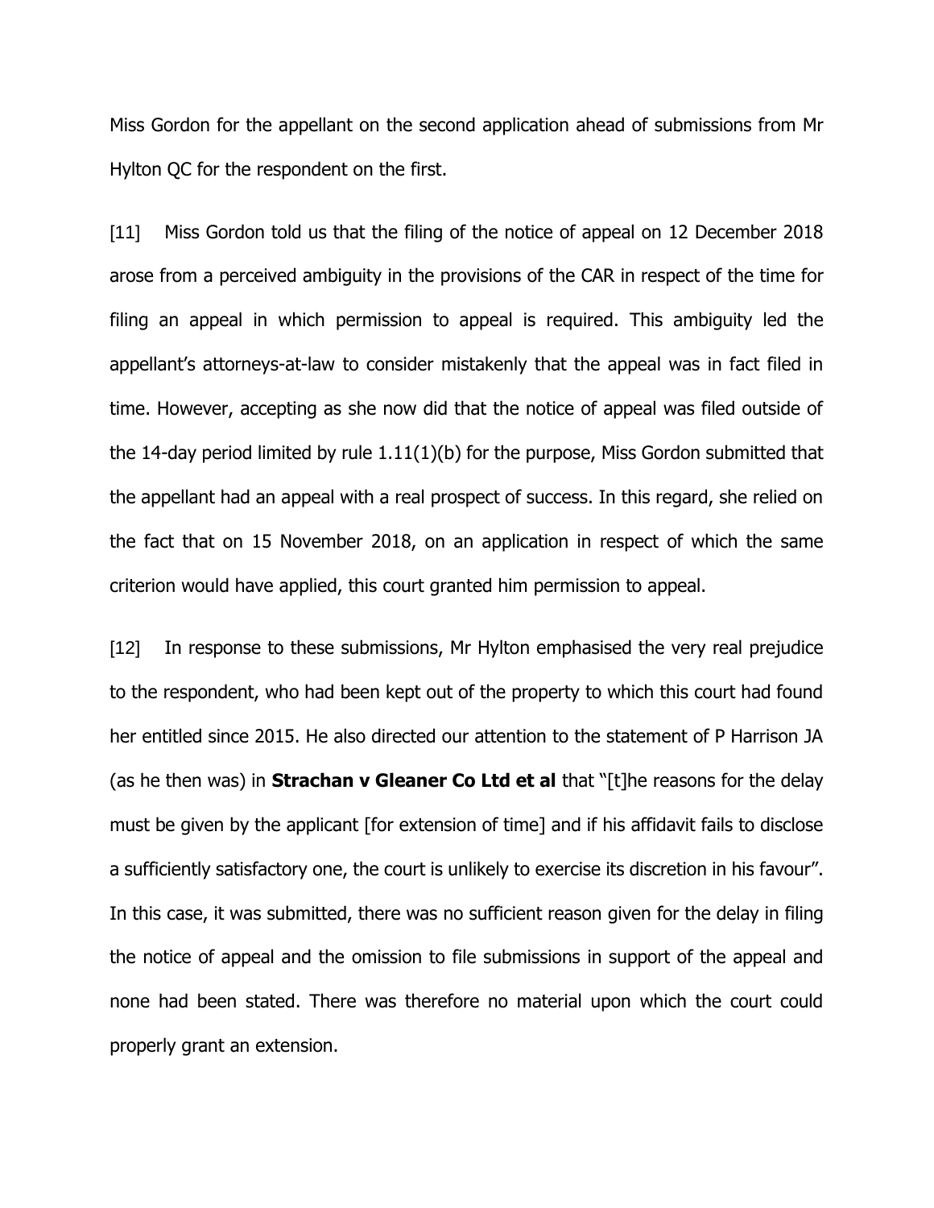Miss Gordon for the appellant on the second application ahead of submissions from Mr Hylton QC for the respondent on the first.

[11] Miss Gordon told us that the filing of the notice of appeal on 12 December 2018 arose from a perceived ambiguity in the provisions of the CAR in respect of the time for filing an appeal in which permission to appeal is required. This ambiguity led the appellant's attorneys-at-law to consider mistakenly that the appeal was in fact filed in time. However, accepting as she now did that the notice of appeal was filed outside of the 14-day period limited by rule 1.11(1)(b) for the purpose, Miss Gordon submitted that the appellant had an appeal with a real prospect of success. In this regard, she relied on the fact that on 15 November 2018, on an application in respect of which the same criterion would have applied, this court granted him permission to appeal.

[12] In response to these submissions, Mr Hylton emphasised the very real prejudice to the respondent, who had been kept out of the property to which this court had found her entitled since 2015. He also directed our attention to the statement of P Harrison JA (as he then was) in **Strachan v Gleaner Co Ltd et al** that "[t]he reasons for the delay must be given by the applicant [for extension of time] and if his affidavit fails to disclose a sufficiently satisfactory one, the court is unlikely to exercise its discretion in his favour". In this case, it was submitted, there was no sufficient reason given for the delay in filing the notice of appeal and the omission to file submissions in support of the appeal and none had been stated. There was therefore no material upon which the court could properly grant an extension.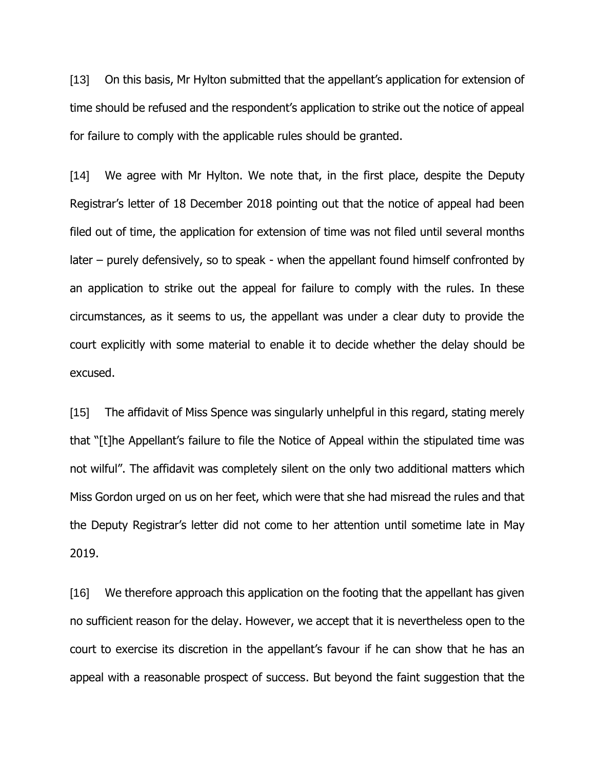[13] On this basis, Mr Hylton submitted that the appellant's application for extension of time should be refused and the respondent's application to strike out the notice of appeal for failure to comply with the applicable rules should be granted.

[14] We agree with Mr Hylton. We note that, in the first place, despite the Deputy Registrar's letter of 18 December 2018 pointing out that the notice of appeal had been filed out of time, the application for extension of time was not filed until several months later – purely defensively, so to speak - when the appellant found himself confronted by an application to strike out the appeal for failure to comply with the rules. In these circumstances, as it seems to us, the appellant was under a clear duty to provide the court explicitly with some material to enable it to decide whether the delay should be excused.

[15] The affidavit of Miss Spence was singularly unhelpful in this regard, stating merely that "[t]he Appellant's failure to file the Notice of Appeal within the stipulated time was not wilful". The affidavit was completely silent on the only two additional matters which Miss Gordon urged on us on her feet, which were that she had misread the rules and that the Deputy Registrar's letter did not come to her attention until sometime late in May 2019.

[16] We therefore approach this application on the footing that the appellant has given no sufficient reason for the delay. However, we accept that it is nevertheless open to the court to exercise its discretion in the appellant's favour if he can show that he has an appeal with a reasonable prospect of success. But beyond the faint suggestion that the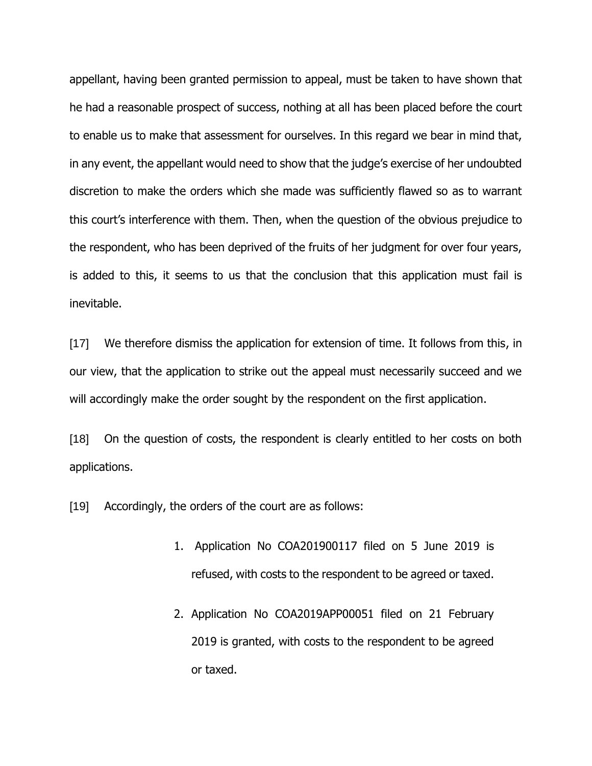appellant, having been granted permission to appeal, must be taken to have shown that he had a reasonable prospect of success, nothing at all has been placed before the court to enable us to make that assessment for ourselves. In this regard we bear in mind that, in any event, the appellant would need to show that the judge's exercise of her undoubted discretion to make the orders which she made was sufficiently flawed so as to warrant this court's interference with them. Then, when the question of the obvious prejudice to the respondent, who has been deprived of the fruits of her judgment for over four years, is added to this, it seems to us that the conclusion that this application must fail is inevitable.

[17] We therefore dismiss the application for extension of time. It follows from this, in our view, that the application to strike out the appeal must necessarily succeed and we will accordingly make the order sought by the respondent on the first application.

[18] On the question of costs, the respondent is clearly entitled to her costs on both applications.

[19] Accordingly, the orders of the court are as follows:

1. Application No COA201900117 filed on 5 June 2019 is refused, with costs to the respondent to be agreed or taxed.
2. Application No COA2019APP00051 filed on 21 February 2019 is granted, with costs to the respondent to be agreed or taxed.